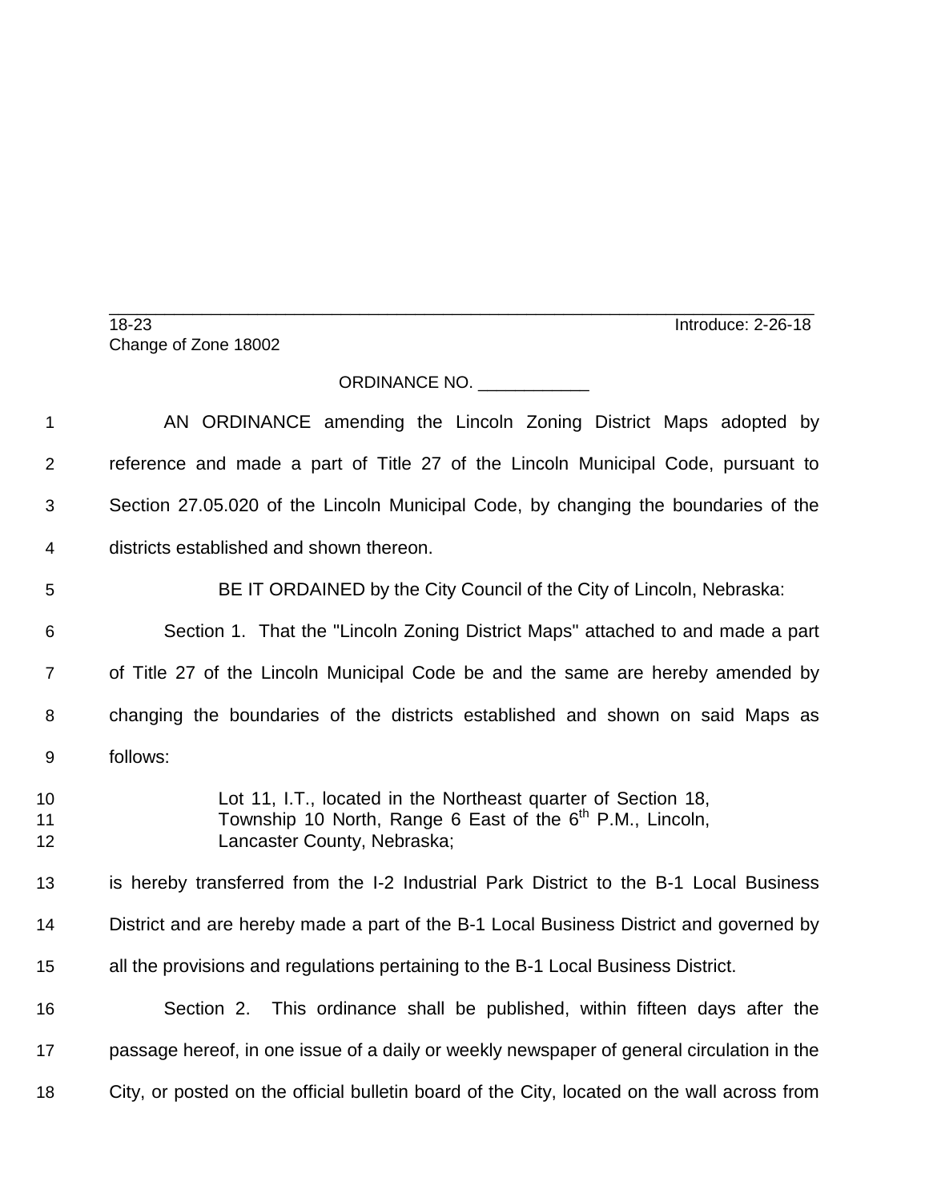18-23 Introduce: 2-26-18

Change of Zone 18002

ORDINANCE NO. ____________

AN ORDINANCE amending the Lincoln Zoning District Maps adopted by reference and made a part of Title 27 of the Lincoln Municipal Code, pursuant to Section 27.05.020 of the Lincoln Municipal Code, by changing the boundaries of the districts established and shown thereon.

BE IT ORDAINED by the City Council of the City of Lincoln, Nebraska:

Section 1. That the "Lincoln Zoning District Maps" attached to and made a part of Title 27 of the Lincoln Municipal Code be and the same are hereby amended by changing the boundaries of the districts established and shown on said Maps as follows:

> Lot 11, I.T., located in the Northeast quarter of Section 18, Township 10 North, Range 6 East of the 6th P.M., Lincoln, Lancaster County, Nebraska;

is hereby transferred from the I-2 Industrial Park District to the B-1 Local Business District and are hereby made a part of the B-1 Local Business District and governed by all the provisions and regulations pertaining to the B-1 Local Business District.

Section 2. This ordinance shall be published, within fifteen days after the passage hereof, in one issue of a daily or weekly newspaper of general circulation in the City, or posted on the official bulletin board of the City, located on the wall across from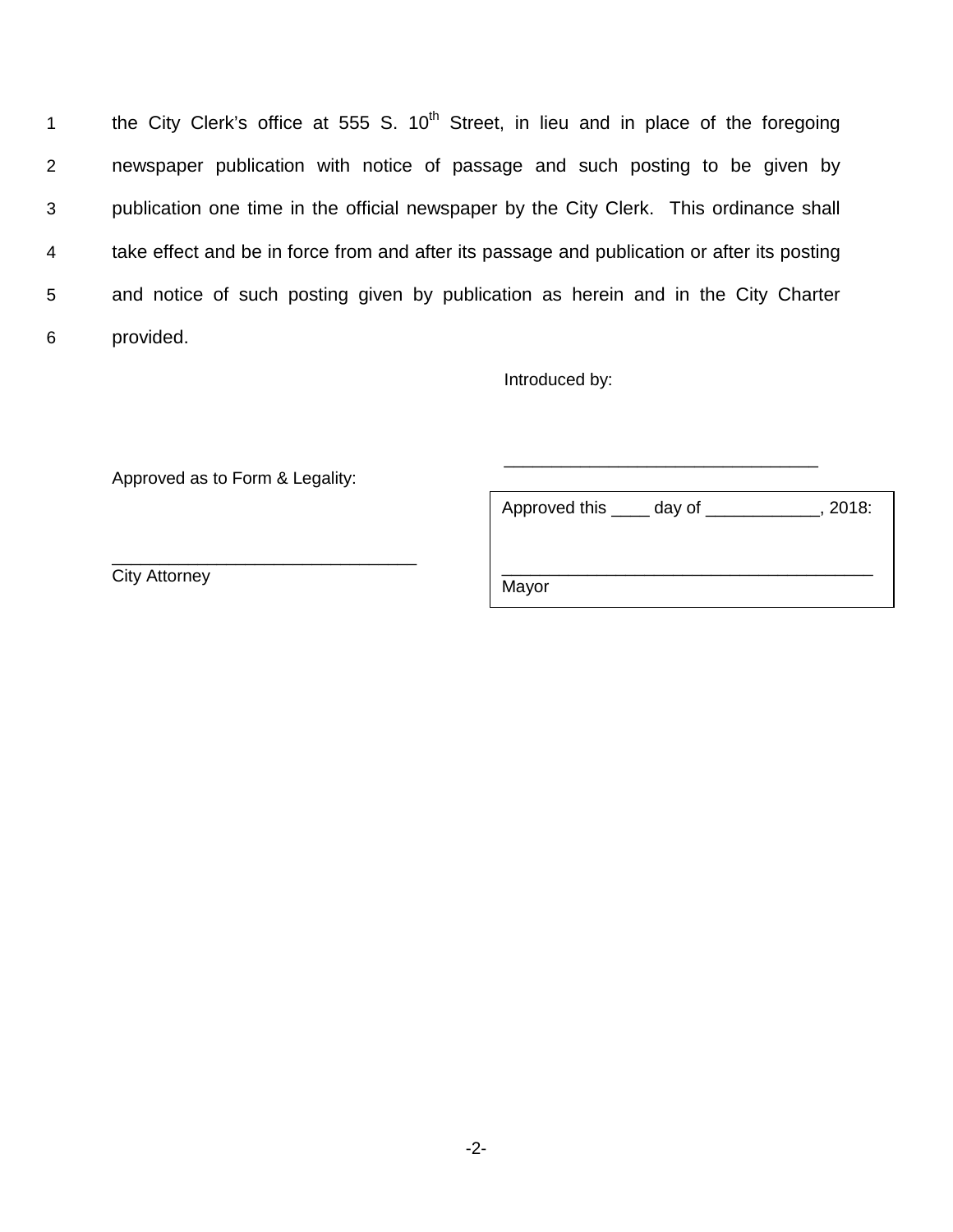the City Clerk's office at 555 S. 10th Street, in lieu and in place of the foregoing newspaper publication with notice of passage and such posting to be given by publication one time in the official newspaper by the City Clerk. This ordinance shall take effect and be in force from and after its passage and publication or after its posting and notice of such posting given by publication as herein and in the City Charter provided.

Introduced by:

________________________________

Approved as to Form & Legality:

________________________________
City Attorney

Approved this ____ day of ____________, 2018:

________________________________________
Mayor